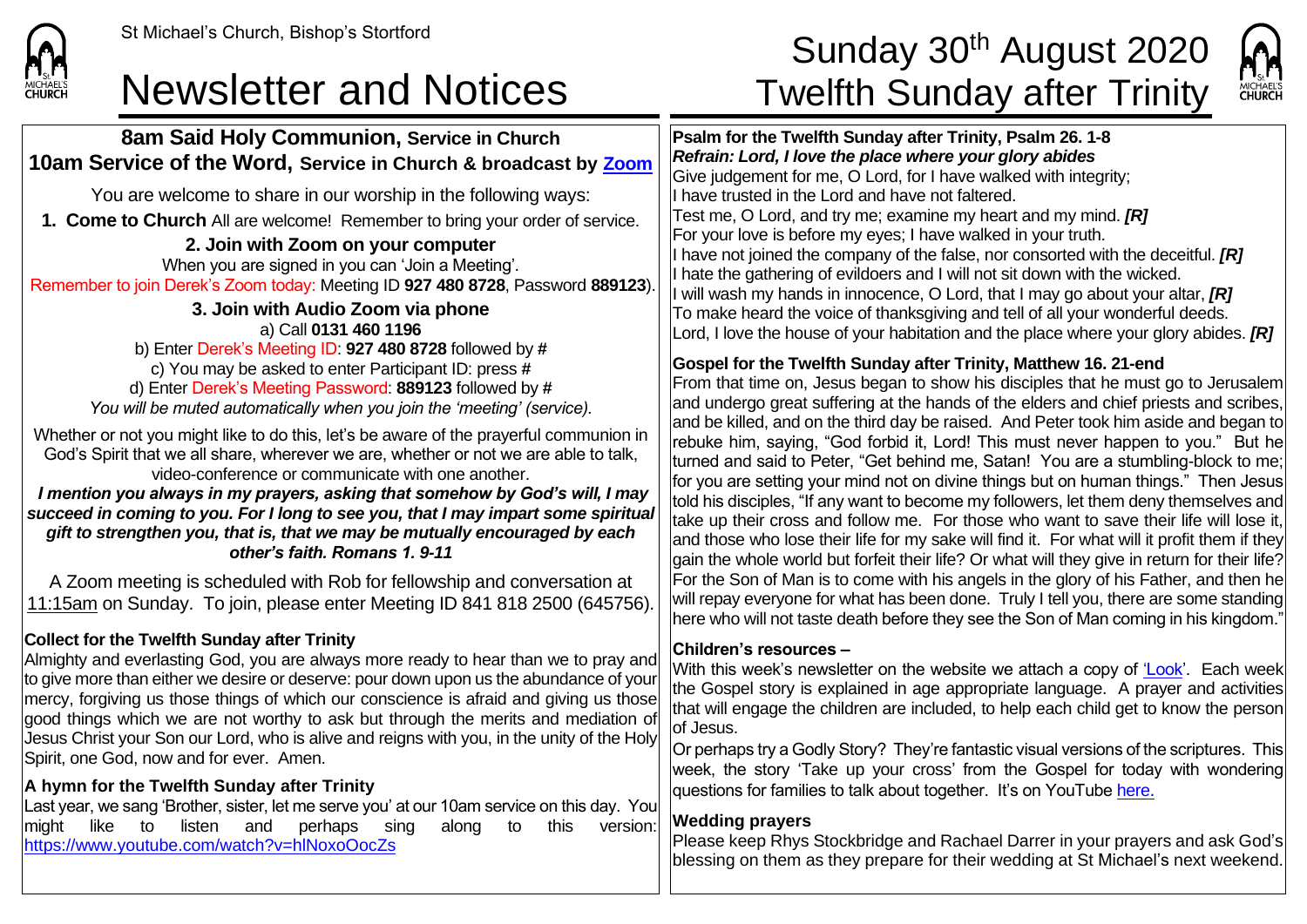St Michael's Church, Bishop's Stortford

# Newsletter and Notices

# Sunday 30th August 2020 Twelfth Sunday after Trinity

## 8am Said Holy Communion, Service in Church
## 10am Service of the Word, Service in Church & broadcast by Zoom

You are welcome to share in our worship in the following ways:

**1. Come to Church** All are welcome! Remember to bring your order of service.

**2. Join with Zoom on your computer**

When you are signed in you can 'Join a Meeting'.

Remember to join Derek's Zoom today: Meeting ID **927 480 8728**, Password **889123**).

**3. Join with Audio Zoom via phone**

a) Call **0131 460 1196**

b) Enter Derek's Meeting ID: **927 480 8728** followed by **#**

c) You may be asked to enter Participant ID: press **#**

d) Enter Derek's Meeting Password: **889123** followed by **#**

*You will be muted automatically when you join the 'meeting' (service).*

Whether or not you might like to do this, let's be aware of the prayerful communion in God's Spirit that we all share, wherever we are, whether or not we are able to talk, video-conference or communicate with one another.

***I mention you always in my prayers, asking that somehow by God's will, I may succeed in coming to you. For I long to see you, that I may impart some spiritual gift to strengthen you, that is, that we may be mutually encouraged by each other's faith. Romans 1. 9-11***

A Zoom meeting is scheduled with Rob for fellowship and conversation at 11:15am on Sunday. To join, please enter Meeting ID 841 818 2500 (645756).

### Collect for the Twelfth Sunday after Trinity

Almighty and everlasting God, you are always more ready to hear than we to pray and to give more than either we desire or deserve: pour down upon us the abundance of your mercy, forgiving us those things of which our conscience is afraid and giving us those good things which we are not worthy to ask but through the merits and mediation of Jesus Christ your Son our Lord, who is alive and reigns with you, in the unity of the Holy Spirit, one God, now and for ever. Amen.

### A hymn for the Twelfth Sunday after Trinity

Last year, we sang 'Brother, sister, let me serve you' at our 10am service on this day. You might like to listen and perhaps sing along to this version: https://www.youtube.com/watch?v=hlNoxoOocZs

### Psalm for the Twelfth Sunday after Trinity, Psalm 26. 1-8

***Refrain: Lord, I love the place where your glory abides***

Give judgement for me, O Lord, for I have walked with integrity;
I have trusted in the Lord and have not faltered.
Test me, O Lord, and try me; examine my heart and my mind. ***[R]***
For your love is before my eyes; I have walked in your truth.
I have not joined the company of the false, nor consorted with the deceitful. ***[R]***
I hate the gathering of evildoers and I will not sit down with the wicked.
I will wash my hands in innocence, O Lord, that I may go about your altar, ***[R]***
To make heard the voice of thanksgiving and tell of all your wonderful deeds.
Lord, I love the house of your habitation and the place where your glory abides. ***[R]***

### Gospel for the Twelfth Sunday after Trinity, Matthew 16. 21-end

From that time on, Jesus began to show his disciples that he must go to Jerusalem and undergo great suffering at the hands of the elders and chief priests and scribes, and be killed, and on the third day be raised. And Peter took him aside and began to rebuke him, saying, "God forbid it, Lord! This must never happen to you." But he turned and said to Peter, "Get behind me, Satan! You are a stumbling-block to me; for you are setting your mind not on divine things but on human things." Then Jesus told his disciples, "If any want to become my followers, let them deny themselves and take up their cross and follow me. For those who want to save their life will lose it, and those who lose their life for my sake will find it. For what will it profit them if they gain the whole world but forfeit their life? Or what will they give in return for their life? For the Son of Man is to come with his angels in the glory of his Father, and then he will repay everyone for what has been done. Truly I tell you, there are some standing here who will not taste death before they see the Son of Man coming in his kingdom."

### Children's resources –

With this week's newsletter on the website we attach a copy of 'Look'. Each week the Gospel story is explained in age appropriate language. A prayer and activities that will engage the children are included, to help each child get to know the person of Jesus.

Or perhaps try a Godly Story? They're fantastic visual versions of the scriptures. This week, the story 'Take up your cross' from the Gospel for today with wondering questions for families to talk about together. It's on YouTube here.

### Wedding prayers

Please keep Rhys Stockbridge and Rachael Darrer in your prayers and ask God's blessing on them as they prepare for their wedding at St Michael's next weekend.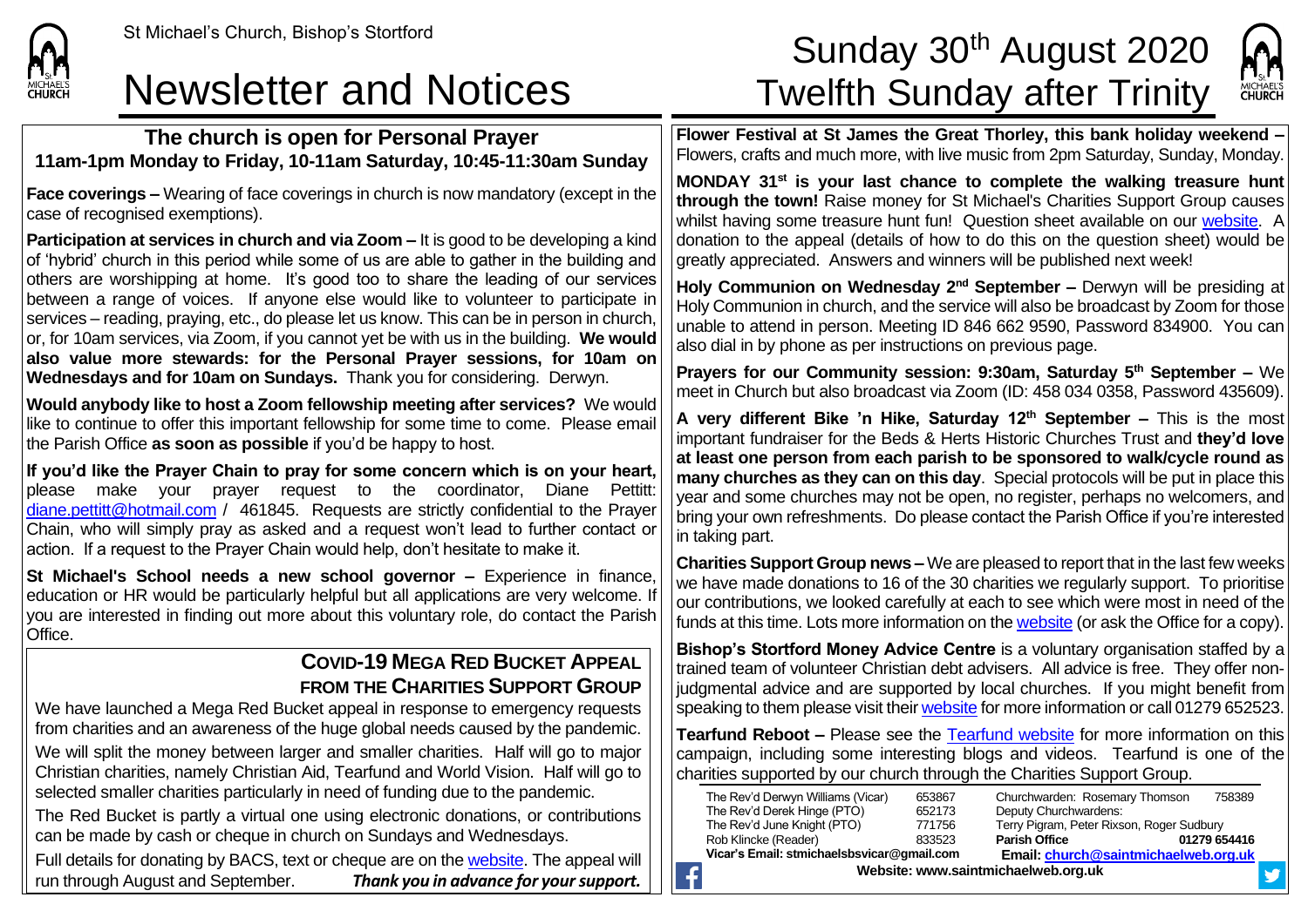St Michael's Church, Bishop's Stortford

# Newsletter and Notices

# Sunday 30th August 2020 Twelfth Sunday after Trinity

## The church is open for Personal Prayer

**11am-1pm Monday to Friday, 10-11am Saturday, 10:45-11:30am Sunday**

**Face coverings –** Wearing of face coverings in church is now mandatory (except in the case of recognised exemptions).

**Participation at services in church and via Zoom –** It is good to be developing a kind of 'hybrid' church in this period while some of us are able to gather in the building and others are worshipping at home. It's good too to share the leading of our services between a range of voices. If anyone else would like to volunteer to participate in services – reading, praying, etc., do please let us know. This can be in person in church, or, for 10am services, via Zoom, if you cannot yet be with us in the building. **We would also value more stewards: for the Personal Prayer sessions, for 10am on Wednesdays and for 10am on Sundays.** Thank you for considering. Derwyn.

**Would anybody like to host a Zoom fellowship meeting after services?** We would like to continue to offer this important fellowship for some time to come. Please email the Parish Office **as soon as possible** if you'd be happy to host.

**If you'd like the Prayer Chain to pray for some concern which is on your heart,** please make your prayer request to the coordinator, Diane Pettitt: diane.pettitt@hotmail.com / 461845. Requests are strictly confidential to the Prayer Chain, who will simply pray as asked and a request won't lead to further contact or action. If a request to the Prayer Chain would help, don't hesitate to make it.

**St Michael's School needs a new school governor –** Experience in finance, education or HR would be particularly helpful but all applications are very welcome. If you are interested in finding out more about this voluntary role, do contact the Parish Office.

### COVID-19 MEGA RED BUCKET APPEAL FROM THE CHARITIES SUPPORT GROUP

We have launched a Mega Red Bucket appeal in response to emergency requests from charities and an awareness of the huge global needs caused by the pandemic.

We will split the money between larger and smaller charities. Half will go to major Christian charities, namely Christian Aid, Tearfund and World Vision. Half will go to selected smaller charities particularly in need of funding due to the pandemic.

The Red Bucket is partly a virtual one using electronic donations, or contributions can be made by cash or cheque in church on Sundays and Wednesdays.

Full details for donating by BACS, text or cheque are on the website. The appeal will run through August and September. ***Thank you in advance for your support.***

**Flower Festival at St James the Great Thorley, this bank holiday weekend –** Flowers, crafts and much more, with live music from 2pm Saturday, Sunday, Monday.

**MONDAY 31st is your last chance to complete the walking treasure hunt through the town!** Raise money for St Michael's Charities Support Group causes whilst having some treasure hunt fun! Question sheet available on our website. A donation to the appeal (details of how to do this on the question sheet) would be greatly appreciated. Answers and winners will be published next week!

**Holy Communion on Wednesday 2nd September –** Derwyn will be presiding at Holy Communion in church, and the service will also be broadcast by Zoom for those unable to attend in person. Meeting ID 846 662 9590, Password 834900. You can also dial in by phone as per instructions on previous page.

**Prayers for our Community session: 9:30am, Saturday 5th September –** We meet in Church but also broadcast via Zoom (ID: 458 034 0358, Password 435609).

**A very different Bike 'n Hike, Saturday 12th September –** This is the most important fundraiser for the Beds & Herts Historic Churches Trust and **they'd love at least one person from each parish to be sponsored to walk/cycle round as many churches as they can on this day**. Special protocols will be put in place this year and some churches may not be open, no register, perhaps no welcomers, and bring your own refreshments. Do please contact the Parish Office if you're interested in taking part.

**Charities Support Group news –** We are pleased to report that in the last few weeks we have made donations to 16 of the 30 charities we regularly support. To prioritise our contributions, we looked carefully at each to see which were most in need of the funds at this time. Lots more information on the website (or ask the Office for a copy).

**Bishop's Stortford Money Advice Centre** is a voluntary organisation staffed by a trained team of volunteer Christian debt advisers. All advice is free. They offer non-judgmental advice and are supported by local churches. If you might benefit from speaking to them please visit their website for more information or call 01279 652523.

**Tearfund Reboot –** Please see the Tearfund website for more information on this campaign, including some interesting blogs and videos. Tearfund is one of the charities supported by our church through the Charities Support Group.

| | | | |
|---|---|---|---|
| The Rev'd Derwyn Williams (Vicar) | 653867 | Churchwarden: Rosemary Thomson | 758389 |
| The Rev'd Derek Hinge (PTO) | 652173 | Deputy Churchwardens: | |
| The Rev'd June Knight (PTO) | 771756 | Terry Pigram, Peter Rixson, Roger Sudbury | |
| Rob Klincke (Reader) | 833523 | **Parish Office** | **01279 654416** |
| **Vicar's Email: stmichaelsbsvicar@gmail.com** | | **Email: church@saintmichaelweb.org.uk** | |

**Website: www.saintmichaelweb.org.uk**